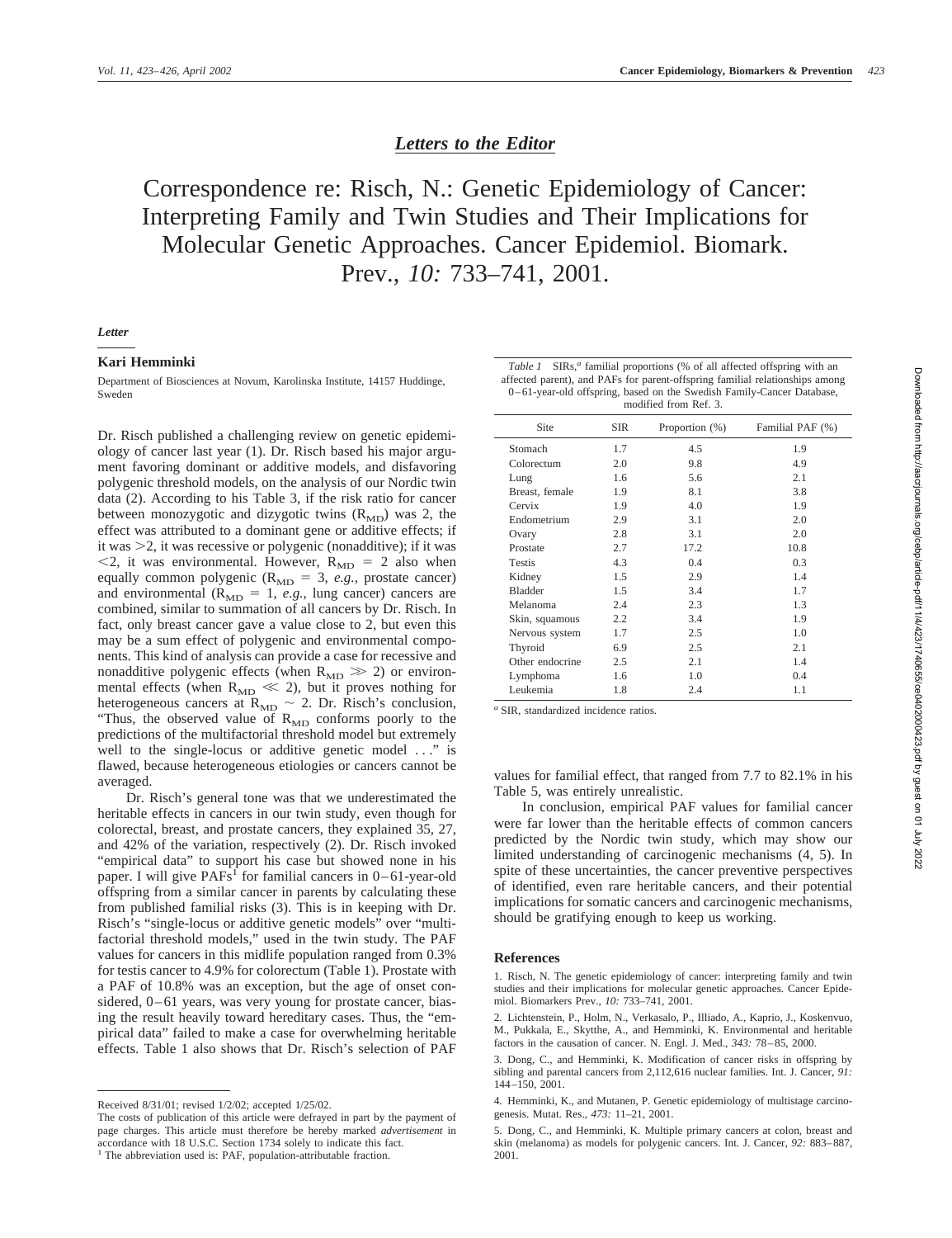## *Letters to the Editor*

# Correspondence re: Risch, N.: Genetic Epidemiology of Cancer: Interpreting Family and Twin Studies and Their Implications for Molecular Genetic Approaches. Cancer Epidemiol. Biomark. Prev., *10:* 733–741, 2001.

***Letter***

**Kari Hemminki**

Department of Biosciences at Novum, Karolinska Institute, 14157 Huddinge, Sweden

Dr. Risch published a challenging review on genetic epidemiology of cancer last year (1). Dr. Risch based his major argument favoring dominant or additive models, and disfavoring polygenic threshold models, on the analysis of our Nordic twin data (2). According to his Table 3, if the risk ratio for cancer between monozygotic and dizygotic twins ($R_{MD}$) was 2, the effect was attributed to a dominant gene or additive effects; if it was >2, it was recessive or polygenic (nonadditive); if it was <2, it was environmental. However, $R_{MD} = 2$ also when equally common polygenic ($R_{MD} = 3$, *e.g.*, prostate cancer) and environmental ($R_{MD} = 1$, *e.g.*, lung cancer) cancers are combined, similar to summation of all cancers by Dr. Risch. In fact, only breast cancer gave a value close to 2, but even this may be a sum effect of polygenic and environmental components. This kind of analysis can provide a case for recessive and nonadditive polygenic effects (when $R_{MD} \gg 2$) or environmental effects (when $R_{MD} \ll 2$), but it proves nothing for heterogeneous cancers at $R_{MD} \sim 2$. Dr. Risch's conclusion, "Thus, the observed value of $R_{MD}$ conforms poorly to the predictions of the multifactorial threshold model but extremely well to the single-locus or additive genetic model . . ." is flawed, because heterogeneous etiologies or cancers cannot be averaged.

Dr. Risch's general tone was that we underestimated the heritable effects in cancers in our twin study, even though for colorectal, breast, and prostate cancers, they explained 35, 27, and 42% of the variation, respectively (2). Dr. Risch invoked "empirical data" to support his case but showed none in his paper. I will give PAFs[1] for familial cancers in 0–61-year-old offspring from a similar cancer in parents by calculating these from published familial risks (3). This is in keeping with Dr. Risch's "single-locus or additive genetic models" over "multifactorial threshold models," used in the twin study. The PAF values for cancers in this midlife population ranged from 0.3% for testis cancer to 4.9% for colorectum (Table 1). Prostate with a PAF of 10.8% was an exception, but the age of onset considered, 0–61 years, was very young for prostate cancer, biasing the result heavily toward hereditary cases. Thus, the "empirical data" failed to make a case for overwhelming heritable effects. Table 1 also shows that Dr. Risch's selection of PAF values for familial effect, that ranged from 7.7 to 82.1% in his Table 5, was entirely unrealistic.

*Table 1* SIRs,[a] familial proportions (% of all affected offspring with an affected parent), and PAFs for parent-offspring familial relationships among 0–61-year-old offspring, based on the Swedish Family-Cancer Database, modified from Ref. 3.

| Site | SIR | Proportion (%) | Familial PAF (%) |
|---|---|---|---|
| Stomach | 1.7 | 4.5 | 1.9 |
| Colorectum | 2.0 | 9.8 | 4.9 |
| Lung | 1.6 | 5.6 | 2.1 |
| Breast, female | 1.9 | 8.1 | 3.8 |
| Cervix | 1.9 | 4.0 | 1.9 |
| Endometrium | 2.9 | 3.1 | 2.0 |
| Ovary | 2.8 | 3.1 | 2.0 |
| Prostate | 2.7 | 17.2 | 10.8 |
| Testis | 4.3 | 0.4 | 0.3 |
| Kidney | 1.5 | 2.9 | 1.4 |
| Bladder | 1.5 | 3.4 | 1.7 |
| Melanoma | 2.4 | 2.3 | 1.3 |
| Skin, squamous | 2.2 | 3.4 | 1.9 |
| Nervous system | 1.7 | 2.5 | 1.0 |
| Thyroid | 6.9 | 2.5 | 2.1 |
| Other endocrine | 2.5 | 2.1 | 1.4 |
| Lymphoma | 1.6 | 1.0 | 0.4 |
| Leukemia | 1.8 | 2.4 | 1.1 |

[a] SIR, standardized incidence ratios.

In conclusion, empirical PAF values for familial cancer were far lower than the heritable effects of common cancers predicted by the Nordic twin study, which may show our limited understanding of carcinogenic mechanisms (4, 5). In spite of these uncertainties, the cancer preventive perspectives of identified, even rare heritable cancers, and their potential implications for somatic cancers and carcinogenic mechanisms, should be gratifying enough to keep us working.

### References

1. Risch, N. The genetic epidemiology of cancer: interpreting family and twin studies and their implications for molecular genetic approaches. Cancer Epidemiol. Biomarkers Prev., *10:* 733–741, 2001.

2. Lichtenstein, P., Holm, N., Verkasalo, P., Illiado, A., Kaprio, J., Koskenvuo, M., Pukkala, E., Skytthe, A., and Hemminki, K. Environmental and heritable factors in the causation of cancer. N. Engl. J. Med., *343:* 78–85, 2000.

3. Dong, C., and Hemminki, K. Modification of cancer risks in offspring by sibling and parental cancers from 2,112,616 nuclear families. Int. J. Cancer, *91:* 144–150, 2001.

4. Hemminki, K., and Mutanen, P. Genetic epidemiology of multistage carcinogenesis. Mutat. Res., *473:* 11–21, 2001.

5. Dong, C., and Hemminki, K. Multiple primary cancers at colon, breast and skin (melanoma) as models for polygenic cancers. Int. J. Cancer, *92:* 883–887, 2001.

---

Received 8/31/01; revised 1/2/02; accepted 1/25/02.

The costs of publication of this article were defrayed in part by the payment of page charges. This article must therefore be hereby marked *advertisement* in accordance with 18 U.S.C. Section 1734 solely to indicate this fact.

[1] The abbreviation used is: PAF, population-attributable fraction.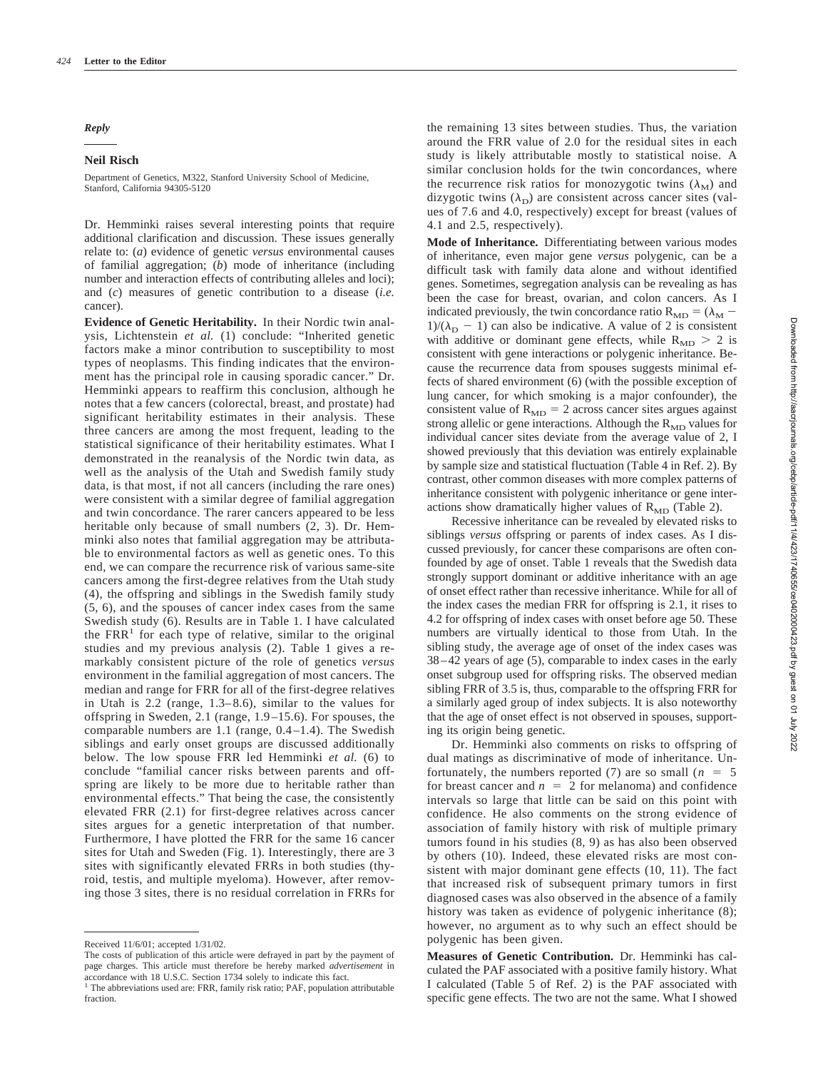*Reply*

**Neil Risch**

Department of Genetics, M322, Stanford University School of Medicine, Stanford, California 94305-5120

Dr. Hemminki raises several interesting points that require additional clarification and discussion. These issues generally relate to: (*a*) evidence of genetic *versus* environmental causes of familial aggregation; (*b*) mode of inheritance (including number and interaction effects of contributing alleles and loci); and (*c*) measures of genetic contribution to a disease (*i.e.* cancer).

**Evidence of Genetic Heritability.** In their Nordic twin analysis, Lichtenstein *et al.* (1) conclude: "Inherited genetic factors make a minor contribution to susceptibility to most types of neoplasms. This finding indicates that the environment has the principal role in causing sporadic cancer." Dr. Hemminki appears to reaffirm this conclusion, although he notes that a few cancers (colorectal, breast, and prostate) had significant heritability estimates in their analysis. These three cancers are among the most frequent, leading to the statistical significance of their heritability estimates. What I demonstrated in the reanalysis of the Nordic twin data, as well as the analysis of the Utah and Swedish family study data, is that most, if not all cancers (including the rare ones) were consistent with a similar degree of familial aggregation and twin concordance. The rarer cancers appeared to be less heritable only because of small numbers (2, 3). Dr. Hemminki also notes that familial aggregation may be attributable to environmental factors as well as genetic ones. To this end, we can compare the recurrence risk of various same-site cancers among the first-degree relatives from the Utah study (4), the offspring and siblings in the Swedish family study (5, 6), and the spouses of cancer index cases from the same Swedish study (6). Results are in Table 1. I have calculated the FRR[1] for each type of relative, similar to the original studies and my previous analysis (2). Table 1 gives a remarkably consistent picture of the role of genetics *versus* environment in the familial aggregation of most cancers. The median and range for FRR for all of the first-degree relatives in Utah is 2.2 (range, 1.3–8.6), similar to the values for offspring in Sweden, 2.1 (range, 1.9–15.6). For spouses, the comparable numbers are 1.1 (range, 0.4–1.4). The Swedish siblings and early onset groups are discussed additionally below. The low spouse FRR led Hemminki *et al.* (6) to conclude "familial cancer risks between parents and offspring are likely to be more due to heritable rather than environmental effects." That being the case, the consistently elevated FRR (2.1) for first-degree relatives across cancer sites argues for a genetic interpretation of that number. Furthermore, I have plotted the FRR for the same 16 cancer sites for Utah and Sweden (Fig. 1). Interestingly, there are 3 sites with significantly elevated FRRs in both studies (thyroid, testis, and multiple myeloma). However, after removing those 3 sites, there is no residual correlation in FRRs for the remaining 13 sites between studies. Thus, the variation around the FRR value of 2.0 for the residual sites in each study is likely attributable mostly to statistical noise. A similar conclusion holds for the twin concordances, where the recurrence risk ratios for monozygotic twins ($\lambda_M$) and dizygotic twins ($\lambda_D$) are consistent across cancer sites (values of 7.6 and 4.0, respectively) except for breast (values of 4.1 and 2.5, respectively).

**Mode of Inheritance.** Differentiating between various modes of inheritance, even major gene *versus* polygenic, can be a difficult task with family data alone and without identified genes. Sometimes, segregation analysis can be revealing as has been the case for breast, ovarian, and colon cancers. As I indicated previously, the twin concordance ratio $R_{MD} = (\lambda_M - 1)/(\lambda_D - 1)$ can also be indicative. A value of 2 is consistent with additive or dominant gene effects, while $R_{MD} > 2$ is consistent with gene interactions or polygenic inheritance. Because the recurrence risk data from spouses suggests minimal effects of shared environment (6) (with the possible exception of lung cancer, for which smoking is a major confounder), the consistent value of $R_{MD} = 2$ across cancer sites argues against strong allelic or gene interactions. Although the $R_{MD}$ values for individual cancer sites deviate from the average value of 2, I showed previously that this deviation was entirely explainable by sample size and statistical fluctuation (Table 4 in Ref. 2). By contrast, other common diseases with more complex patterns of inheritance consistent with polygenic inheritance or gene interactions show dramatically higher values of $R_{MD}$ (Table 2).

Recessive inheritance can be revealed by elevated risks to siblings *versus* offspring or parents of index cases. As I discussed previously, for cancer these comparisons are often confounded by age of onset. Table 1 reveals that the Swedish data strongly support dominant or additive inheritance with an age of onset effect rather than recessive inheritance. While for all of the index cases the median FRR for offspring is 2.1, it rises to 4.2 for offspring of index cases with onset before age 50. These numbers are virtually identical to those from Utah. In the sibling study, the average age of onset of the index cases was 38–42 years of age (5), comparable to index cases in the early onset subgroup used for offspring risks. The observed median sibling FRR of 3.5 is, thus, comparable to the offspring FRR for a similarly aged group of index subjects. It is also noteworthy that the age of onset effect is not observed in spouses, supporting its origin being genetic.

Dr. Hemminki also comments on risks to offspring of dual matings as discriminative of mode of inheritance. Unfortunately, the numbers reported (7) are so small ($n = 5$ for breast cancer and $n = 2$ for melanoma) and confidence intervals so large that little can be said on this point with confidence. He also comments on the strong evidence of association of family history with risk of multiple primary tumors found in his studies (8, 9) as has also been observed by others (10). Indeed, these elevated risks are most consistent with major dominant gene effects (10, 11). The fact that increased risk of subsequent primary tumors in first diagnosed cases was also observed in the absence of a family history was taken as evidence of polygenic inheritance (8); however, no argument as to why such an effect should be polygenic has been given.

**Measures of Genetic Contribution.** Dr. Hemminki has calculated the PAF associated with a positive family history. What I calculated (Table 5 of Ref. 2) is the PAF associated with specific gene effects. The two are not the same. What I showed

Received 11/6/01; accepted 1/31/02.

The costs of publication of this article were defrayed in part by the payment of page charges. This article must therefore be hereby marked *advertisement* in accordance with 18 U.S.C. Section 1734 solely to indicate this fact.

[1] The abbreviations used are: FRR, family risk ratio; PAF, population attributable fraction.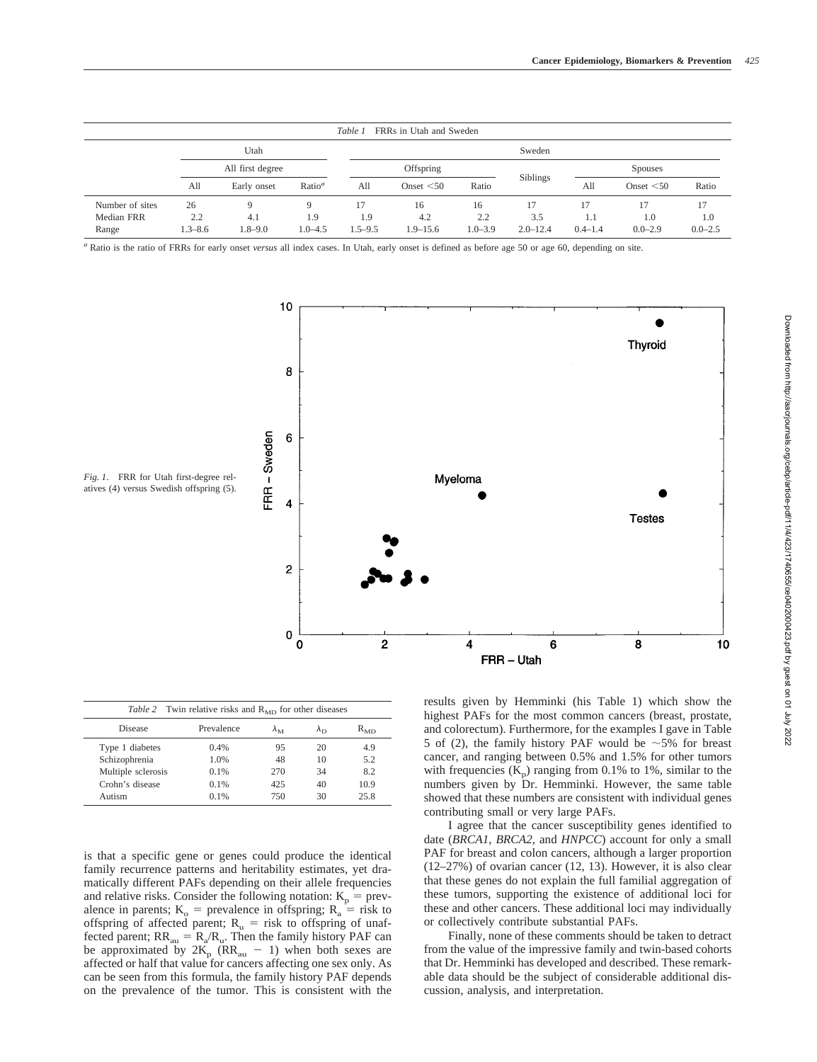*Table 1* FRRs in Utah and Sweden

| | Utah | | | Sweden | | | | | | |
|---|---|---|---|---|---|---|---|---|---|---|
| | All first degree | | | Offspring | | | Siblings | Spouses | | |
| | All | Early onset | Ratio[a] | All | Onset <50 | Ratio | | All | Onset <50 | Ratio |
| Number of sites | 26 | 9 | 9 | 17 | 16 | 16 | 17 | 17 | 17 | 17 |
| Median FRR | 2.2 | 4.1 | 1.9 | 1.9 | 4.2 | 2.2 | 3.5 | 1.1 | 1.0 | 1.0 |
| Range | 1.3–8.6 | 1.8–9.0 | 1.0–4.5 | 1.5–9.5 | 1.9–15.6 | 1.0–3.9 | 2.0–12.4 | 0.4–1.4 | 0.0–2.9 | 0.0–2.5 |

[a] Ratio is the ratio of FRRs for early onset *versus* all index cases. In Utah, early onset is defined as before age 50 or age 60, depending on site.

FRR – Sweden

FRR – Utah

Thyroid

Myeloma

Testes

0
2
4
6
8
10

*Fig. 1.* FRR for Utah first-degree relatives (4) versus Swedish offspring (5).

*Table 2* Twin relative risks and $R_{MD}$ for other diseases

| Disease | Prevalence | $\lambda_M$ | $\lambda_D$ | $R_{MD}$ |
|---|---|---|---|---|
| Type 1 diabetes | 0.4% | 95 | 20 | 4.9 |
| Schizophrenia | 1.0% | 48 | 10 | 5.2 |
| Multiple sclerosis | 0.1% | 270 | 34 | 8.2 |
| Crohn's disease | 0.1% | 425 | 40 | 10.9 |
| Autism | 0.1% | 750 | 30 | 25.8 |

is that a specific gene or genes could produce the identical family recurrence patterns and heritability estimates, yet dramatically different PAFs depending on their allele frequencies and relative risks. Consider the following notation: $K_p$ = prevalence in parents; $K_o$ = prevalence in offspring; $R_a$ = risk to offspring of affected parent; $R_u$ = risk to offspring of unaffected parent; $RR_{au} = R_a/R_u$. Then the family history PAF can be approximated by $2K_p$ ($RR_{au}$ − 1) when both sexes are affected or half that value for cancers affecting one sex only. As can be seen from this formula, the family history PAF depends on the prevalence of the tumor. This is consistent with the results given by Hemminki (his Table 1) which show the highest PAFs for the most common cancers (breast, prostate, and colorectum). Furthermore, for the examples I gave in Table 5 of (2), the family history PAF would be ~5% for breast cancer, and ranging between 0.5% and 1.5% for other tumors with frequencies ($K_p$) ranging from 0.1% to 1%, similar to the numbers given by Dr. Hemminki. However, the same table showed that these numbers are consistent with individual genes contributing small or very large PAFs.

I agree that the cancer susceptibility genes identified to date (*BRCA1*, *BRCA2*, and *HNPCC*) account for only a small PAF for breast and colon cancers, although a larger proportion (12–27%) of ovarian cancer (12, 13). However, it is also clear that these genes do not explain the full familial aggregation of these tumors, supporting the existence of additional loci for these and other cancers. These additional loci may individually or collectively contribute substantial PAFs.

Finally, none of these comments should be taken to detract from the value of the impressive family and twin-based cohorts that Dr. Hemminki has developed and described. These remarkable data should be the subject of considerable additional discussion, analysis, and interpretation.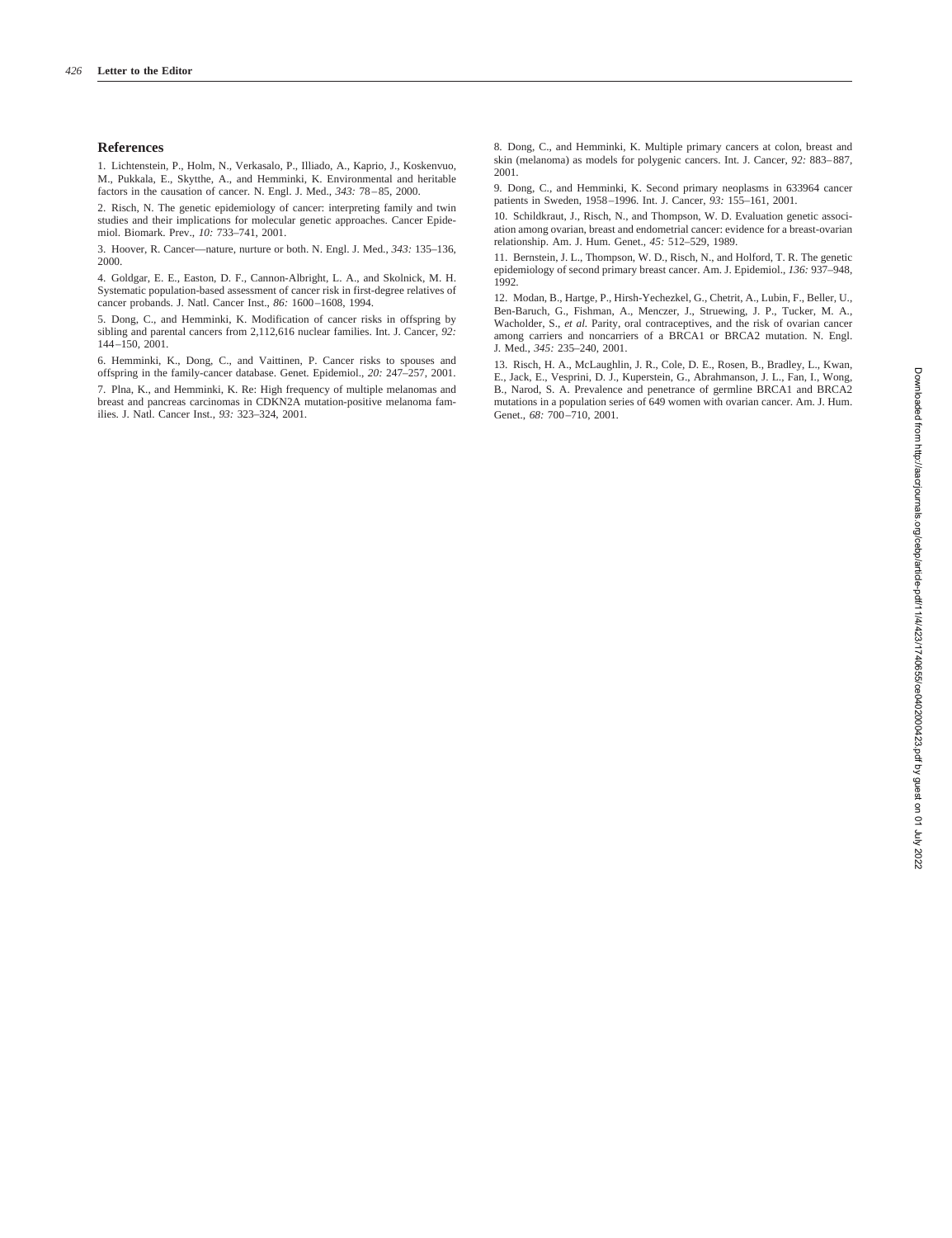## References

1. Lichtenstein, P., Holm, N., Verkasalo, P., Illiado, A., Kaprio, J., Koskenvuo, M., Pukkala, E., Skytthe, A., and Hemminki, K. Environmental and heritable factors in the causation of cancer. N. Engl. J. Med., *343:* 78–85, 2000.

2. Risch, N. The genetic epidemiology of cancer: interpreting family and twin studies and their implications for molecular genetic approaches. Cancer Epidemiol. Biomark. Prev., *10:* 733–741, 2001.

3. Hoover, R. Cancer—nature, nurture or both. N. Engl. J. Med., *343:* 135–136, 2000.

4. Goldgar, E. E., Easton, D. F., Cannon-Albright, L. A., and Skolnick, M. H. Systematic population-based assessment of cancer risk in first-degree relatives of cancer probands. J. Natl. Cancer Inst., *86:* 1600–1608, 1994.

5. Dong, C., and Hemminki, K. Modification of cancer risks in offspring by sibling and parental cancers from 2,112,616 nuclear families. Int. J. Cancer, *92:* 144–150, 2001.

6. Hemminki, K., Dong, C., and Vaittinen, P. Cancer risks to spouses and offspring in the family-cancer database. Genet. Epidemiol., *20:* 247–257, 2001.

7. Plna, K., and Hemminki, K. Re: High frequency of multiple melanomas and breast and pancreas carcinomas in CDKN2A mutation-positive melanoma families. J. Natl. Cancer Inst., *93:* 323–324, 2001.

8. Dong, C., and Hemminki, K. Multiple primary cancers at colon, breast and skin (melanoma) as models for polygenic cancers. Int. J. Cancer, *92:* 883–887, 2001.

9. Dong, C., and Hemminki, K. Second primary neoplasms in 633964 cancer patients in Sweden, 1958–1996. Int. J. Cancer, *93:* 155–161, 2001.

10. Schildkraut, J., Risch, N., and Thompson, W. D. Evaluation genetic association among ovarian, breast and endometrial cancer: evidence for a breast-ovarian relationship. Am. J. Hum. Genet., *45:* 512–529, 1989.

11. Bernstein, J. L., Thompson, W. D., Risch, N., and Holford, T. R. The genetic epidemiology of second primary breast cancer. Am. J. Epidemiol., *136:* 937–948, 1992.

12. Modan, B., Hartge, P., Hirsh-Yechezkel, G., Chetrit, A., Lubin, F., Beller, U., Ben-Baruch, G., Fishman, A., Menczer, J., Struewing, J. P., Tucker, M. A., Wacholder, S., *et al.* Parity, oral contraceptives, and the risk of ovarian cancer among carriers and noncarriers of a BRCA1 or BRCA2 mutation. N. Engl. J. Med., *345:* 235–240, 2001.

13. Risch, H. A., McLaughlin, J. R., Cole, D. E., Rosen, B., Bradley, L., Kwan, E., Jack, E., Vesprini, D. J., Kuperstein, G., Abrahmanson, J. L., Fan, I., Wong, B., Narod, S. A. Prevalence and penetrance of germline BRCA1 and BRCA2 mutations in a population series of 649 women with ovarian cancer. Am. J. Hum. Genet., *68:* 700–710, 2001.